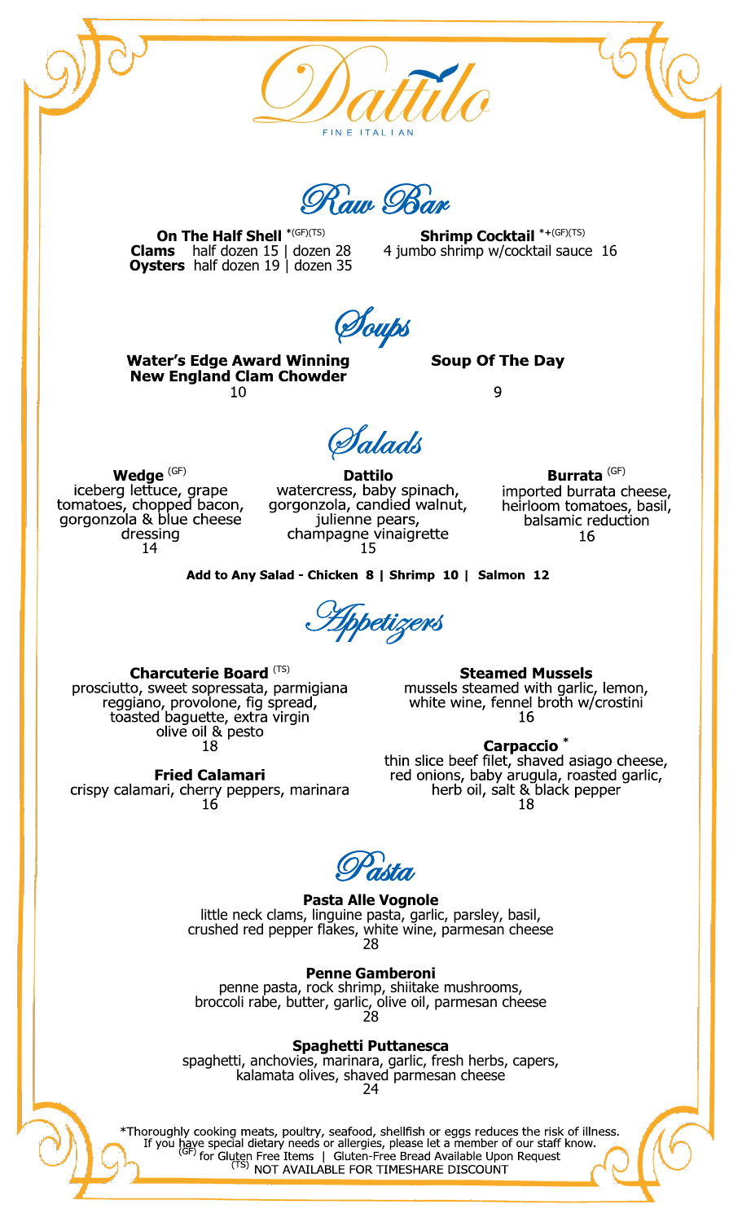# Dattilo

FINE ITALIAN

## Raw Bar

**On The Half Shell** *(GF)(TS)
**Clams** half dozen 15 | dozen 28
**Oysters** half dozen 19 | dozen 35

**Shrimp Cocktail** *+(GF)(TS)
4 jumbo shrimp w/cocktail sauce 16

## Soups

**Water's Edge Award Winning New England Clam Chowder**
10

**Soup Of The Day**
9

## Salads

**Wedge** (GF)
iceberg lettuce, grape tomatoes, chopped bacon, gorgonzola & blue cheese dressing
14

**Dattilo**
watercress, baby spinach, gorgonzola, candied walnut, julienne pears, champagne vinaigrette
15

**Burrata** (GF)
imported burrata cheese, heirloom tomatoes, basil, balsamic reduction
16

**Add to Any Salad - Chicken 8 | Shrimp 10 | Salmon 12**

## Appetizers

**Charcuterie Board** (TS)
prosciutto, sweet sopressata, parmigiana reggiano, provolone, fig spread, toasted baguette, extra virgin olive oil & pesto
18

**Fried Calamari**
crispy calamari, cherry peppers, marinara
16

**Steamed Mussels**
mussels steamed with garlic, lemon, white wine, fennel broth w/crostini
16

**Carpaccio** *
thin slice beef filet, shaved asiago cheese, red onions, baby arugula, roasted garlic, herb oil, salt & black pepper
18

## Pasta

**Pasta Alle Vognole**
little neck clams, linguine pasta, garlic, parsley, basil, crushed red pepper flakes, white wine, parmesan cheese
28

**Penne Gamberoni**
penne pasta, rock shrimp, shiitake mushrooms, broccoli rabe, butter, garlic, olive oil, parmesan cheese
28

**Spaghetti Puttanesca**
spaghetti, anchovies, marinara, garlic, fresh herbs, capers, kalamata olives, shaved parmesan cheese
24

*Thoroughly cooking meats, poultry, seafood, shellfish or eggs reduces the risk of illness.
If you have special dietary needs or allergies, please let a member of our staff know.
(GF) for Gluten Free Items | Gluten-Free Bread Available Upon Request
(TS) NOT AVAILABLE FOR TIMESHARE DISCOUNT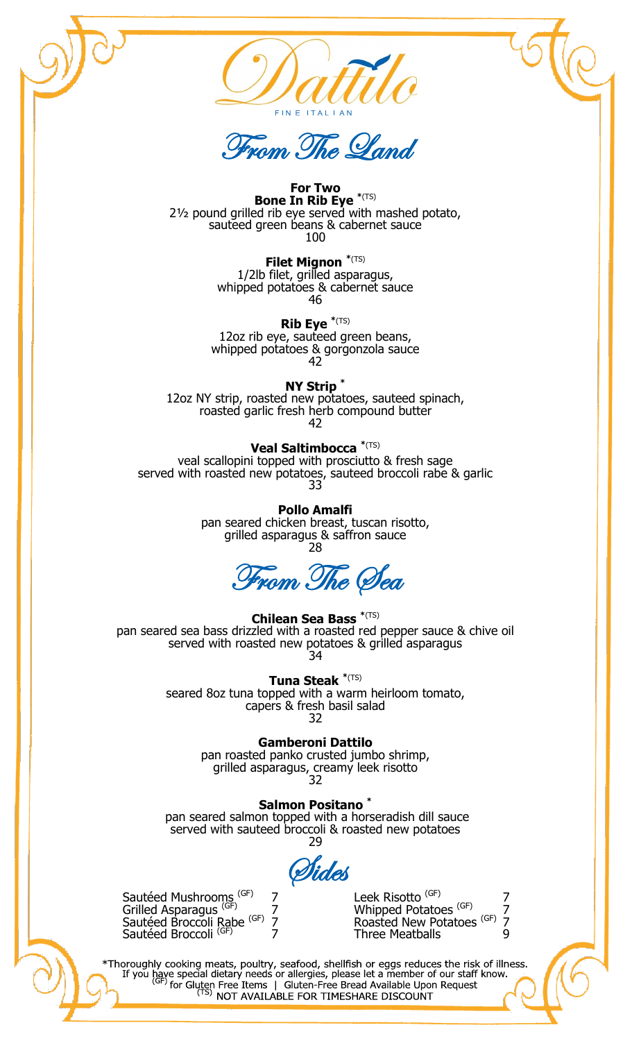# Dattilo

FINE ITALIAN

## From The Land

**For Two**
**Bone In Rib Eye** *(TS)
2½ pound grilled rib eye served with mashed potato, sauteed green beans & cabernet sauce
100

**Filet Mignon** *(TS)
1/2lb filet, grilled asparagus, whipped potatoes & cabernet sauce
46

**Rib Eye** *(TS)
12oz rib eye, sauteed green beans, whipped potatoes & gorgonzola sauce
42

**NY Strip** *
12oz NY strip, roasted new potatoes, sauteed spinach, roasted garlic fresh herb compound butter
42

**Veal Saltimbocca** *(TS)
veal scallopini topped with prosciutto & fresh sage served with roasted new potatoes, sauteed broccoli rabe & garlic
33

**Pollo Amalfi**
pan seared chicken breast, tuscan risotto, grilled asparagus & saffron sauce
28

## From The Sea

**Chilean Sea Bass** *(TS)
pan seared sea bass drizzled with a roasted red pepper sauce & chive oil served with roasted new potatoes & grilled asparagus
34

**Tuna Steak** *(TS)
seared 8oz tuna topped with a warm heirloom tomato, capers & fresh basil salad
32

**Gamberoni Dattilo**
pan roasted panko crusted jumbo shrimp, grilled asparagus, creamy leek risotto
32

**Salmon Positano** *
pan seared salmon topped with a horseradish dill sauce served with sauteed broccoli & roasted new potatoes
29

## Sides

| | | | |
|---|---|---|---|
| Sautéed Mushrooms (GF) | 7 | Leek Risotto (GF) | 7 |
| Grilled Asparagus (GF) | 7 | Whipped Potatoes (GF) | 7 |
| Sautéed Broccoli Rabe (GF) | 7 | Roasted New Potatoes (GF) | 7 |
| Sautéed Broccoli (GF) | 7 | Three Meatballs | 9 |

*Thoroughly cooking meats, poultry, seafood, shellfish or eggs reduces the risk of illness.
If you have special dietary needs or allergies, please let a member of our staff know.
(GF) for Gluten Free Items | Gluten-Free Bread Available Upon Request
(TS) NOT AVAILABLE FOR TIMESHARE DISCOUNT